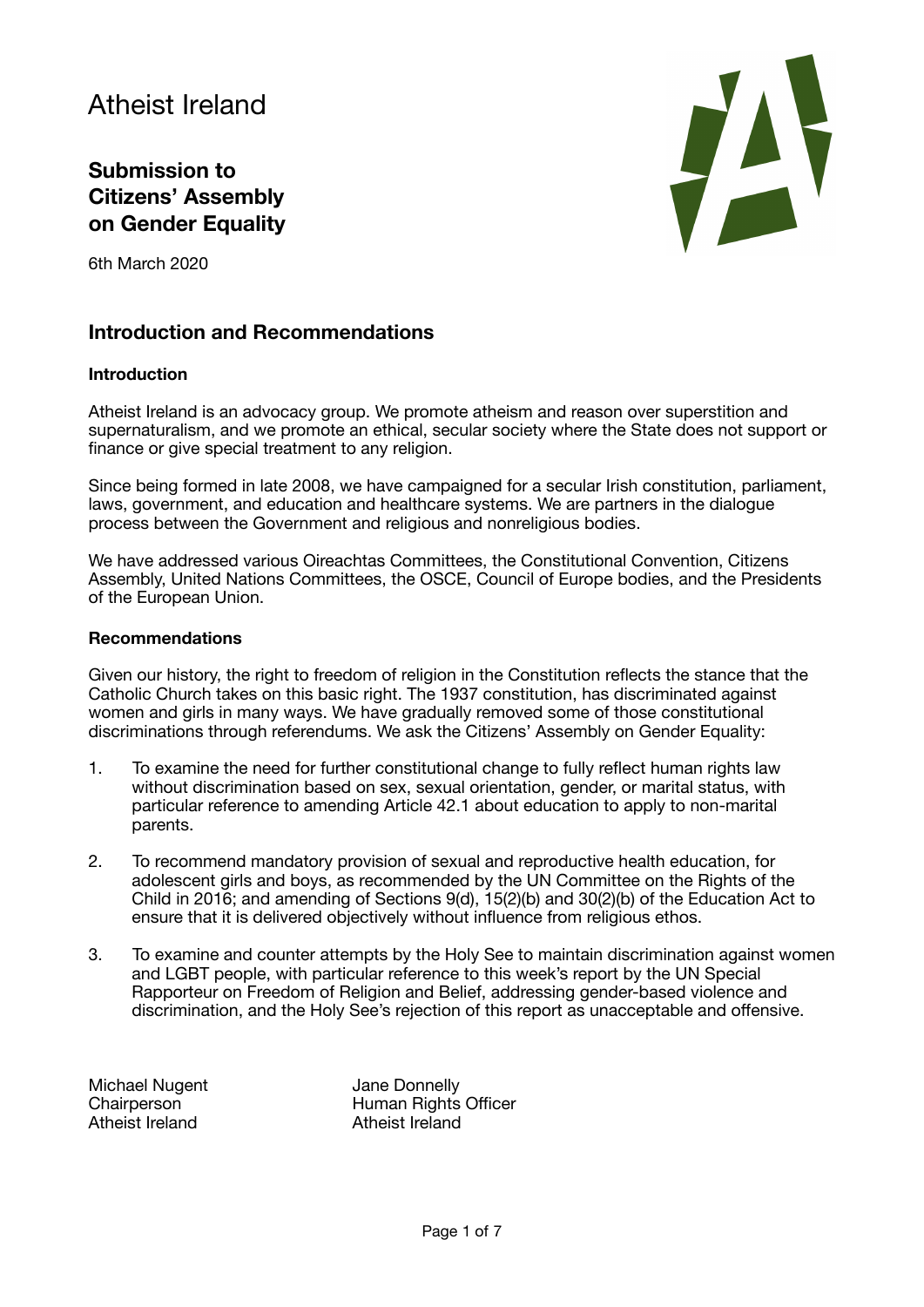# Atheist Ireland

## Submission to Citizens' Assembly on Gender Equality

6th March 2020

## Introduction and Recommendations

### Introduction

Atheist Ireland is an advocacy group. We promote atheism and reason over superstition and supernaturalism, and we promote an ethical, secular society where the State does not support or finance or give special treatment to any religion.

Since being formed in late 2008, we have campaigned for a secular Irish constitution, parliament, laws, government, and education and healthcare systems. We are partners in the dialogue process between the Government and religious and nonreligious bodies.

We have addressed various Oireachtas Committees, the Constitutional Convention, Citizens Assembly, United Nations Committees, the OSCE, Council of Europe bodies, and the Presidents of the European Union.

### Recommendations

Given our history, the right to freedom of religion in the Constitution reflects the stance that the Catholic Church takes on this basic right. The 1937 constitution, has discriminated against women and girls in many ways. We have gradually removed some of those constitutional discriminations through referendums. We ask the Citizens' Assembly on Gender Equality:

1. To examine the need for further constitutional change to fully reflect human rights law without discrimination based on sex, sexual orientation, gender, or marital status, with particular reference to amending Article 42.1 about education to apply to non-marital parents.
2. To recommend mandatory provision of sexual and reproductive health education, for adolescent girls and boys, as recommended by the UN Committee on the Rights of the Child in 2016; and amending of Sections 9(d), 15(2)(b) and 30(2)(b) of the Education Act to ensure that it is delivered objectively without influence from religious ethos.
3. To examine and counter attempts by the Holy See to maintain discrimination against women and LGBT people, with particular reference to this week's report by the UN Special Rapporteur on Freedom of Religion and Belief, addressing gender-based violence and discrimination, and the Holy See's rejection of this report as unacceptable and offensive.

Michael Nugent
Chairperson
Atheist Ireland

Jane Donnelly
Human Rights Officer
Atheist Ireland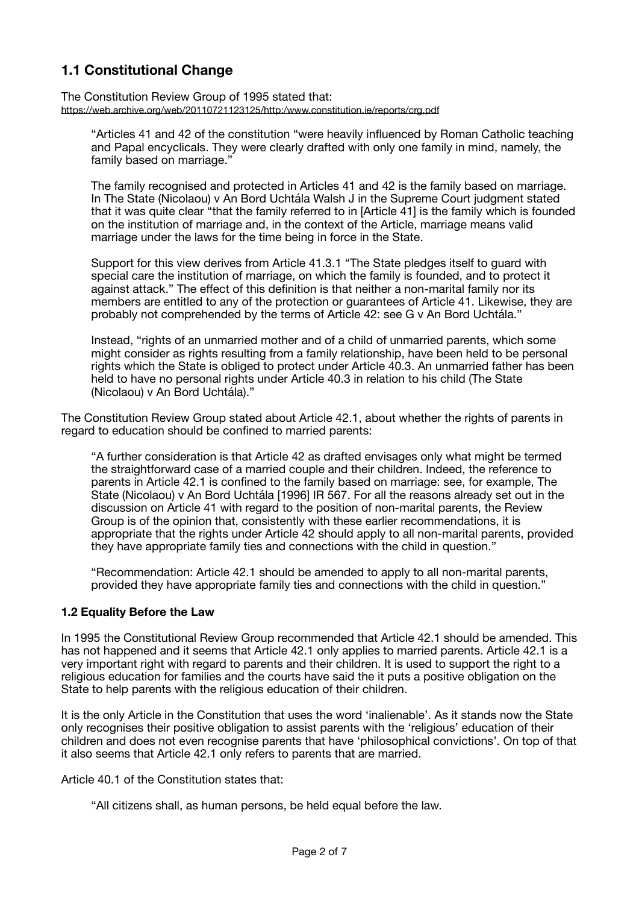## 1.1 Constitutional Change

The Constitution Review Group of 1995 stated that:
https://web.archive.org/web/20110721123125/http:/www.constitution.ie/reports/crg.pdf

> "Articles 41 and 42 of the constitution "were heavily influenced by Roman Catholic teaching and Papal encyclicals. They were clearly drafted with only one family in mind, namely, the family based on marriage."
>
> The family recognised and protected in Articles 41 and 42 is the family based on marriage. In The State (Nicolaou) v An Bord Uchtála Walsh J in the Supreme Court judgment stated that it was quite clear "that the family referred to in [Article 41] is the family which is founded on the institution of marriage and, in the context of the Article, marriage means valid marriage under the laws for the time being in force in the State.
>
> Support for this view derives from Article 41.3.1 "The State pledges itself to guard with special care the institution of marriage, on which the family is founded, and to protect it against attack." The effect of this definition is that neither a non-marital family nor its members are entitled to any of the protection or guarantees of Article 41. Likewise, they are probably not comprehended by the terms of Article 42: see G v An Bord Uchtála."
>
> Instead, "rights of an unmarried mother and of a child of unmarried parents, which some might consider as rights resulting from a family relationship, have been held to be personal rights which the State is obliged to protect under Article 40.3. An unmarried father has been held to have no personal rights under Article 40.3 in relation to his child (The State (Nicolaou) v An Bord Uchtála)."

The Constitution Review Group stated about Article 42.1, about whether the rights of parents in regard to education should be confined to married parents:

> "A further consideration is that Article 42 as drafted envisages only what might be termed the straightforward case of a married couple and their children. Indeed, the reference to parents in Article 42.1 is confined to the family based on marriage: see, for example, The State (Nicolaou) v An Bord Uchtála [1996] IR 567. For all the reasons already set out in the discussion on Article 41 with regard to the position of non-marital parents, the Review Group is of the opinion that, consistently with these earlier recommendations, it is appropriate that the rights under Article 42 should apply to all non-marital parents, provided they have appropriate family ties and connections with the child in question."
>
> "Recommendation: Article 42.1 should be amended to apply to all non-marital parents, provided they have appropriate family ties and connections with the child in question."

### 1.2 Equality Before the Law

In 1995 the Constitutional Review Group recommended that Article 42.1 should be amended. This has not happened and it seems that Article 42.1 only applies to married parents. Article 42.1 is a very important right with regard to parents and their children. It is used to support the right to a religious education for families and the courts have said the it puts a positive obligation on the State to help parents with the religious education of their children.

It is the only Article in the Constitution that uses the word 'inalienable'. As it stands now the State only recognises their positive obligation to assist parents with the 'religious' education of their children and does not even recognise parents that have 'philosophical convictions'. On top of that it also seems that Article 42.1 only refers to parents that are married.

Article 40.1 of the Constitution states that:

> "All citizens shall, as human persons, be held equal before the law.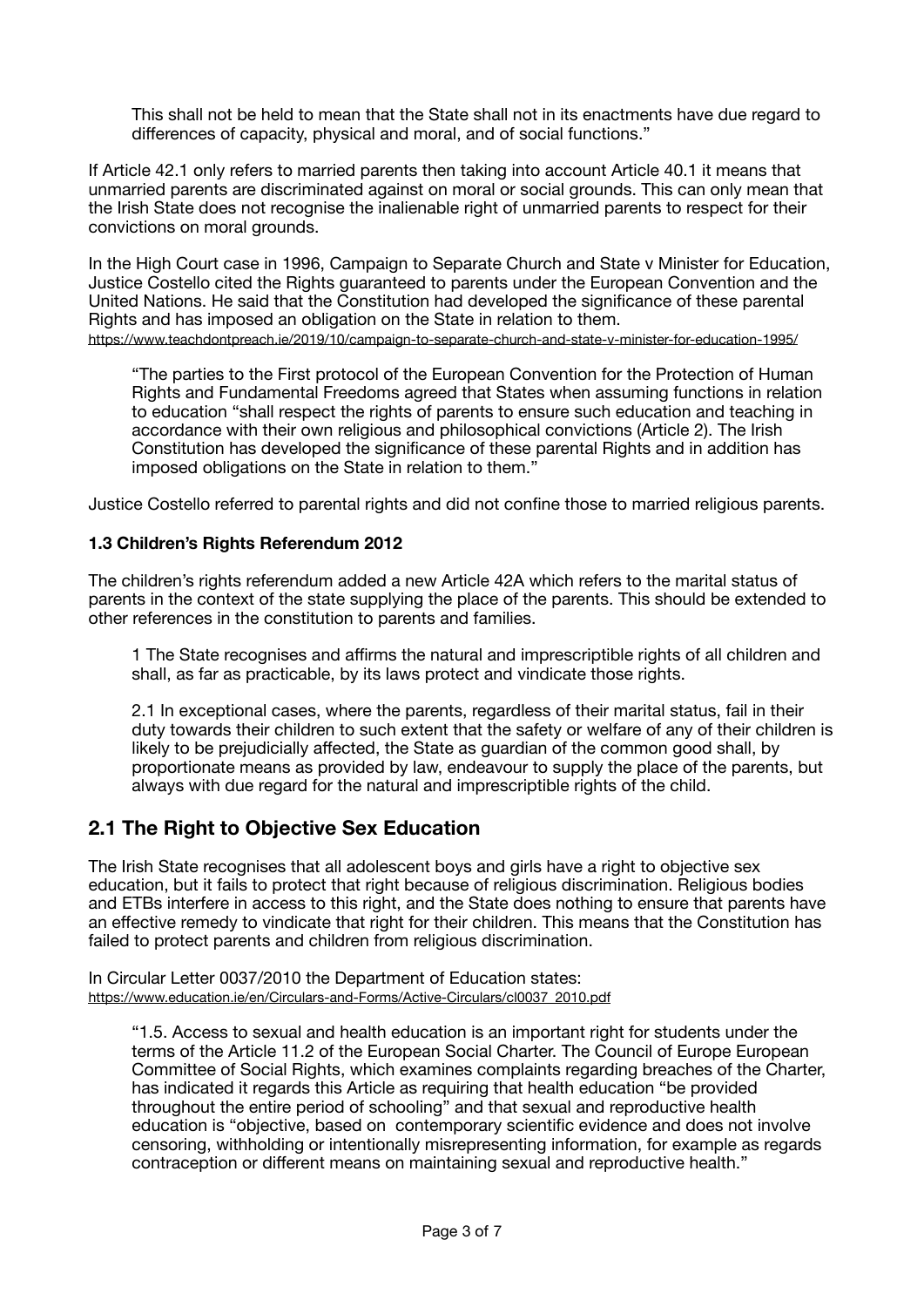> This shall not be held to mean that the State shall not in its enactments have due regard to differences of capacity, physical and moral, and of social functions."

If Article 42.1 only refers to married parents then taking into account Article 40.1 it means that unmarried parents are discriminated against on moral or social grounds. This can only mean that the Irish State does not recognise the inalienable right of unmarried parents to respect for their convictions on moral grounds.

In the High Court case in 1996, Campaign to Separate Church and State v Minister for Education, Justice Costello cited the Rights guaranteed to parents under the European Convention and the United Nations. He said that the Constitution had developed the significance of these parental Rights and has imposed an obligation on the State in relation to them.
https://www.teachdontpreach.ie/2019/10/campaign-to-separate-church-and-state-v-minister-for-education-1995/

> "The parties to the First protocol of the European Convention for the Protection of Human Rights and Fundamental Freedoms agreed that States when assuming functions in relation to education "shall respect the rights of parents to ensure such education and teaching in accordance with their own religious and philosophical convictions (Article 2). The Irish Constitution has developed the significance of these parental Rights and in addition has imposed obligations on the State in relation to them."

Justice Costello referred to parental rights and did not confine those to married religious parents.

### 1.3 Children's Rights Referendum 2012

The children's rights referendum added a new Article 42A which refers to the marital status of parents in the context of the state supplying the place of the parents. This should be extended to other references in the constitution to parents and families.

> 1 The State recognises and affirms the natural and imprescriptible rights of all children and shall, as far as practicable, by its laws protect and vindicate those rights.
>
> 2.1 In exceptional cases, where the parents, regardless of their marital status, fail in their duty towards their children to such extent that the safety or welfare of any of their children is likely to be prejudicially affected, the State as guardian of the common good shall, by proportionate means as provided by law, endeavour to supply the place of the parents, but always with due regard for the natural and imprescriptible rights of the child.

## 2.1 The Right to Objective Sex Education

The Irish State recognises that all adolescent boys and girls have a right to objective sex education, but it fails to protect that right because of religious discrimination. Religious bodies and ETBs interfere in access to this right, and the State does nothing to ensure that parents have an effective remedy to vindicate that right for their children. This means that the Constitution has failed to protect parents and children from religious discrimination.

In Circular Letter 0037/2010 the Department of Education states:
https://www.education.ie/en/Circulars-and-Forms/Active-Circulars/cl0037_2010.pdf

> "1.5. Access to sexual and health education is an important right for students under the terms of the Article 11.2 of the European Social Charter. The Council of Europe European Committee of Social Rights, which examines complaints regarding breaches of the Charter, has indicated it regards this Article as requiring that health education "be provided throughout the entire period of schooling" and that sexual and reproductive health education is "objective, based on contemporary scientific evidence and does not involve censoring, withholding or intentionally misrepresenting information, for example as regards contraception or different means on maintaining sexual and reproductive health."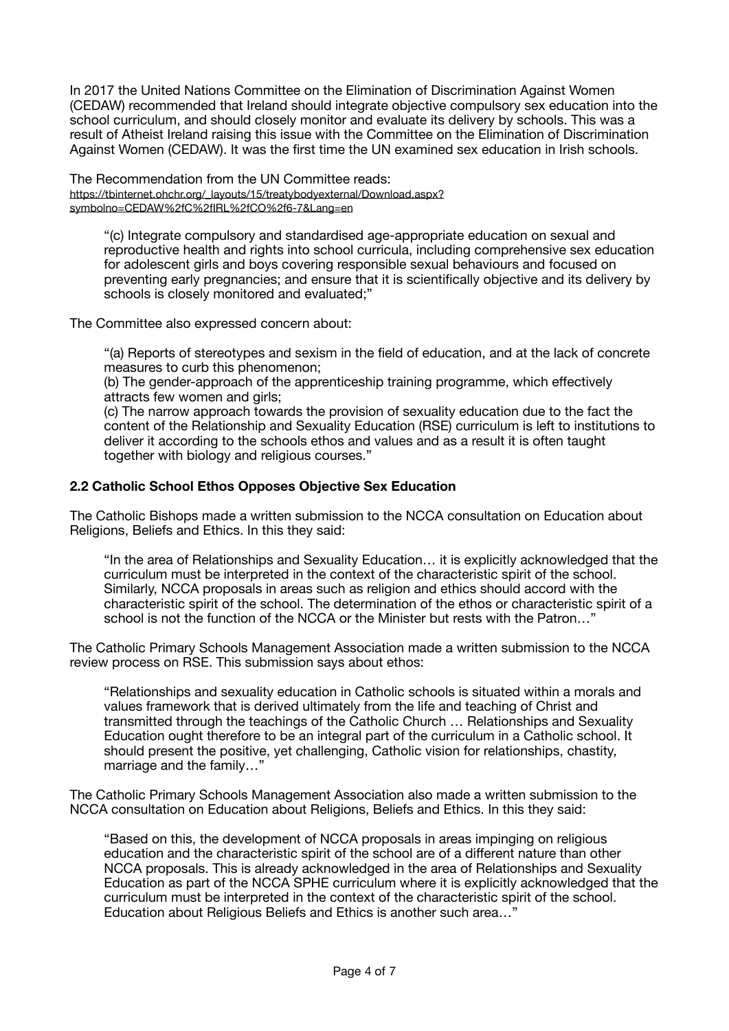In 2017 the United Nations Committee on the Elimination of Discrimination Against Women (CEDAW) recommended that Ireland should integrate objective compulsory sex education into the school curriculum, and should closely monitor and evaluate its delivery by schools. This was a result of Atheist Ireland raising this issue with the Committee on the Elimination of Discrimination Against Women (CEDAW). It was the first time the UN examined sex education in Irish schools.

The Recommendation from the UN Committee reads:
https://tbinternet.ohchr.org/_layouts/15/treatybodyexternal/Download.aspx?symbolno=CEDAW%2fC%2fIRL%2fCO%2f6-7&Lang=en

> "(c) Integrate compulsory and standardised age-appropriate education on sexual and reproductive health and rights into school curricula, including comprehensive sex education for adolescent girls and boys covering responsible sexual behaviours and focused on preventing early pregnancies; and ensure that it is scientifically objective and its delivery by schools is closely monitored and evaluated;"

The Committee also expressed concern about:

> "(a) Reports of stereotypes and sexism in the field of education, and at the lack of concrete measures to curb this phenomenon;
> (b) The gender-approach of the apprenticeship training programme, which effectively attracts few women and girls;
> (c) The narrow approach towards the provision of sexuality education due to the fact the content of the Relationship and Sexuality Education (RSE) curriculum is left to institutions to deliver it according to the schools ethos and values and as a result it is often taught together with biology and religious courses."

### 2.2 Catholic School Ethos Opposes Objective Sex Education

The Catholic Bishops made a written submission to the NCCA consultation on Education about Religions, Beliefs and Ethics. In this they said:

> "In the area of Relationships and Sexuality Education… it is explicitly acknowledged that the curriculum must be interpreted in the context of the characteristic spirit of the school. Similarly, NCCA proposals in areas such as religion and ethics should accord with the characteristic spirit of the school. The determination of the ethos or characteristic spirit of a school is not the function of the NCCA or the Minister but rests with the Patron…"

The Catholic Primary Schools Management Association made a written submission to the NCCA review process on RSE. This submission says about ethos:

> "Relationships and sexuality education in Catholic schools is situated within a morals and values framework that is derived ultimately from the life and teaching of Christ and transmitted through the teachings of the Catholic Church … Relationships and Sexuality Education ought therefore to be an integral part of the curriculum in a Catholic school. It should present the positive, yet challenging, Catholic vision for relationships, chastity, marriage and the family…"

The Catholic Primary Schools Management Association also made a written submission to the NCCA consultation on Education about Religions, Beliefs and Ethics. In this they said:

> "Based on this, the development of NCCA proposals in areas impinging on religious education and the characteristic spirit of the school are of a different nature than other NCCA proposals. This is already acknowledged in the area of Relationships and Sexuality Education as part of the NCCA SPHE curriculum where it is explicitly acknowledged that the curriculum must be interpreted in the context of the characteristic spirit of the school. Education about Religious Beliefs and Ethics is another such area…"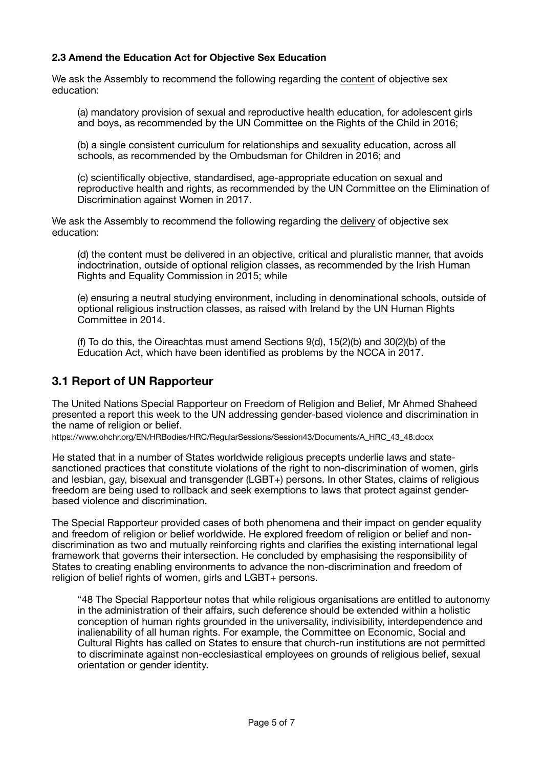**2.3 Amend the Education Act for Objective Sex Education**

We ask the Assembly to recommend the following regarding the content of objective sex education:

> (a) mandatory provision of sexual and reproductive health education, for adolescent girls and boys, as recommended by the UN Committee on the Rights of the Child in 2016;
>
> (b) a single consistent curriculum for relationships and sexuality education, across all schools, as recommended by the Ombudsman for Children in 2016; and
>
> (c) scientifically objective, standardised, age-appropriate education on sexual and reproductive health and rights, as recommended by the UN Committee on the Elimination of Discrimination against Women in 2017.

We ask the Assembly to recommend the following regarding the delivery of objective sex education:

> (d) the content must be delivered in an objective, critical and pluralistic manner, that avoids indoctrination, outside of optional religion classes, as recommended by the Irish Human Rights and Equality Commission in 2015; while
>
> (e) ensuring a neutral studying environment, including in denominational schools, outside of optional religious instruction classes, as raised with Ireland by the UN Human Rights Committee in 2014.
>
> (f) To do this, the Oireachtas must amend Sections 9(d), 15(2)(b) and 30(2)(b) of the Education Act, which have been identified as problems by the NCCA in 2017.

## 3.1 Report of UN Rapporteur

The United Nations Special Rapporteur on Freedom of Religion and Belief, Mr Ahmed Shaheed presented a report this week to the UN addressing gender-based violence and discrimination in the name of religion or belief.
https://www.ohchr.org/EN/HRBodies/HRC/RegularSessions/Session43/Documents/A_HRC_43_48.docx

He stated that in a number of States worldwide religious precepts underlie laws and state-sanctioned practices that constitute violations of the right to non-discrimination of women, girls and lesbian, gay, bisexual and transgender (LGBT+) persons. In other States, claims of religious freedom are being used to rollback and seek exemptions to laws that protect against gender-based violence and discrimination.

The Special Rapporteur provided cases of both phenomena and their impact on gender equality and freedom of religion or belief worldwide. He explored freedom of religion or belief and non-discrimination as two and mutually reinforcing rights and clarifies the existing international legal framework that governs their intersection. He concluded by emphasising the responsibility of States to creating enabling environments to advance the non-discrimination and freedom of religion of belief rights of women, girls and LGBT+ persons.

> "48 The Special Rapporteur notes that while religious organisations are entitled to autonomy in the administration of their affairs, such deference should be extended within a holistic conception of human rights grounded in the universality, indivisibility, interdependence and inalienability of all human rights. For example, the Committee on Economic, Social and Cultural Rights has called on States to ensure that church-run institutions are not permitted to discriminate against non-ecclesiastical employees on grounds of religious belief, sexual orientation or gender identity.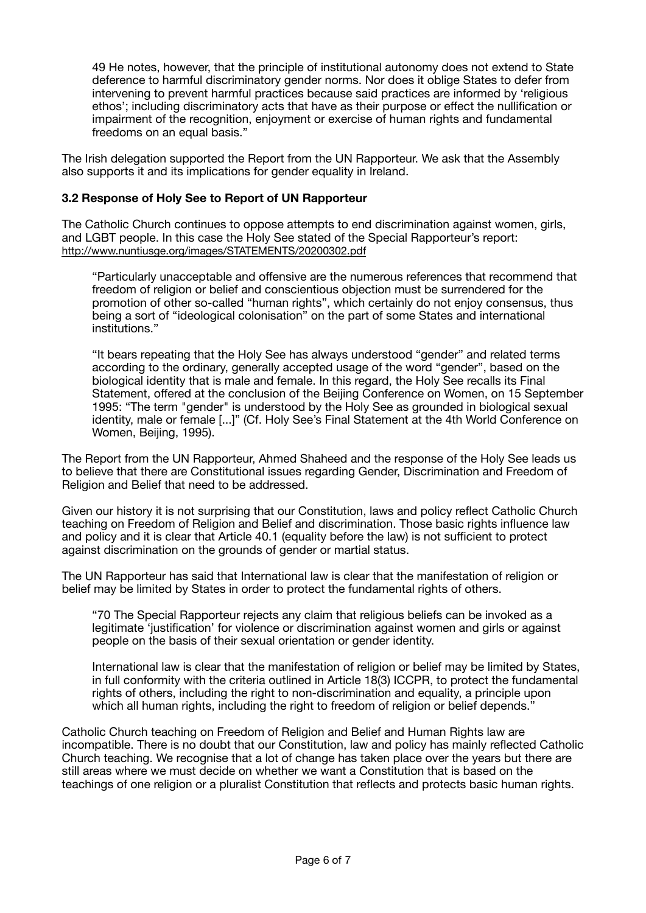> 49 He notes, however, that the principle of institutional autonomy does not extend to State deference to harmful discriminatory gender norms. Nor does it oblige States to defer from intervening to prevent harmful practices because said practices are informed by 'religious ethos'; including discriminatory acts that have as their purpose or effect the nullification or impairment of the recognition, enjoyment or exercise of human rights and fundamental freedoms on an equal basis."

The Irish delegation supported the Report from the UN Rapporteur. We ask that the Assembly also supports it and its implications for gender equality in Ireland.

### 3.2 Response of Holy See to Report of UN Rapporteur

The Catholic Church continues to oppose attempts to end discrimination against women, girls, and LGBT people. In this case the Holy See stated of the Special Rapporteur's report: http://www.nuntiusge.org/images/STATEMENTS/20200302.pdf

> "Particularly unacceptable and offensive are the numerous references that recommend that freedom of religion or belief and conscientious objection must be surrendered for the promotion of other so-called "human rights", which certainly do not enjoy consensus, thus being a sort of "ideological colonisation" on the part of some States and international institutions."
>
> "It bears repeating that the Holy See has always understood "gender" and related terms according to the ordinary, generally accepted usage of the word "gender", based on the biological identity that is male and female. In this regard, the Holy See recalls its Final Statement, offered at the conclusion of the Beijing Conference on Women, on 15 September 1995: "The term "gender" is understood by the Holy See as grounded in biological sexual identity, male or female [...]" (Cf. Holy See's Final Statement at the 4th World Conference on Women, Beijing, 1995).

The Report from the UN Rapporteur, Ahmed Shaheed and the response of the Holy See leads us to believe that there are Constitutional issues regarding Gender, Discrimination and Freedom of Religion and Belief that need to be addressed.

Given our history it is not surprising that our Constitution, laws and policy reflect Catholic Church teaching on Freedom of Religion and Belief and discrimination. Those basic rights influence law and policy and it is clear that Article 40.1 (equality before the law) is not sufficient to protect against discrimination on the grounds of gender or martial status.

The UN Rapporteur has said that International law is clear that the manifestation of religion or belief may be limited by States in order to protect the fundamental rights of others.

> "70 The Special Rapporteur rejects any claim that religious beliefs can be invoked as a legitimate 'justification' for violence or discrimination against women and girls or against people on the basis of their sexual orientation or gender identity.
>
> International law is clear that the manifestation of religion or belief may be limited by States, in full conformity with the criteria outlined in Article 18(3) ICCPR, to protect the fundamental rights of others, including the right to non-discrimination and equality, a principle upon which all human rights, including the right to freedom of religion or belief depends."

Catholic Church teaching on Freedom of Religion and Belief and Human Rights law are incompatible. There is no doubt that our Constitution, law and policy has mainly reflected Catholic Church teaching. We recognise that a lot of change has taken place over the years but there are still areas where we must decide on whether we want a Constitution that is based on the teachings of one religion or a pluralist Constitution that reflects and protects basic human rights.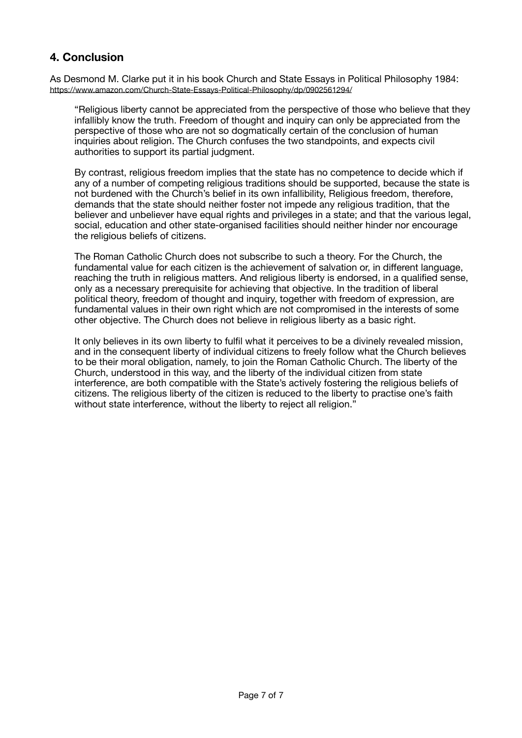## 4. Conclusion

As Desmond M. Clarke put it in his book Church and State Essays in Political Philosophy 1984: https://www.amazon.com/Church-State-Essays-Political-Philosophy/dp/0902561294/

> "Religious liberty cannot be appreciated from the perspective of those who believe that they infallibly know the truth. Freedom of thought and inquiry can only be appreciated from the perspective of those who are not so dogmatically certain of the conclusion of human inquiries about religion. The Church confuses the two standpoints, and expects civil authorities to support its partial judgment.
>
> By contrast, religious freedom implies that the state has no competence to decide which if any of a number of competing religious traditions should be supported, because the state is not burdened with the Church's belief in its own infallibility, Religious freedom, therefore, demands that the state should neither foster not impede any religious tradition, that the believer and unbeliever have equal rights and privileges in a state; and that the various legal, social, education and other state-organised facilities should neither hinder nor encourage the religious beliefs of citizens.
>
> The Roman Catholic Church does not subscribe to such a theory. For the Church, the fundamental value for each citizen is the achievement of salvation or, in different language, reaching the truth in religious matters. And religious liberty is endorsed, in a qualified sense, only as a necessary prerequisite for achieving that objective. In the tradition of liberal political theory, freedom of thought and inquiry, together with freedom of expression, are fundamental values in their own right which are not compromised in the interests of some other objective. The Church does not believe in religious liberty as a basic right.
>
> It only believes in its own liberty to fulfil what it perceives to be a divinely revealed mission, and in the consequent liberty of individual citizens to freely follow what the Church believes to be their moral obligation, namely, to join the Roman Catholic Church. The liberty of the Church, understood in this way, and the liberty of the individual citizen from state interference, are both compatible with the State's actively fostering the religious beliefs of citizens. The religious liberty of the citizen is reduced to the liberty to practise one's faith without state interference, without the liberty to reject all religion."